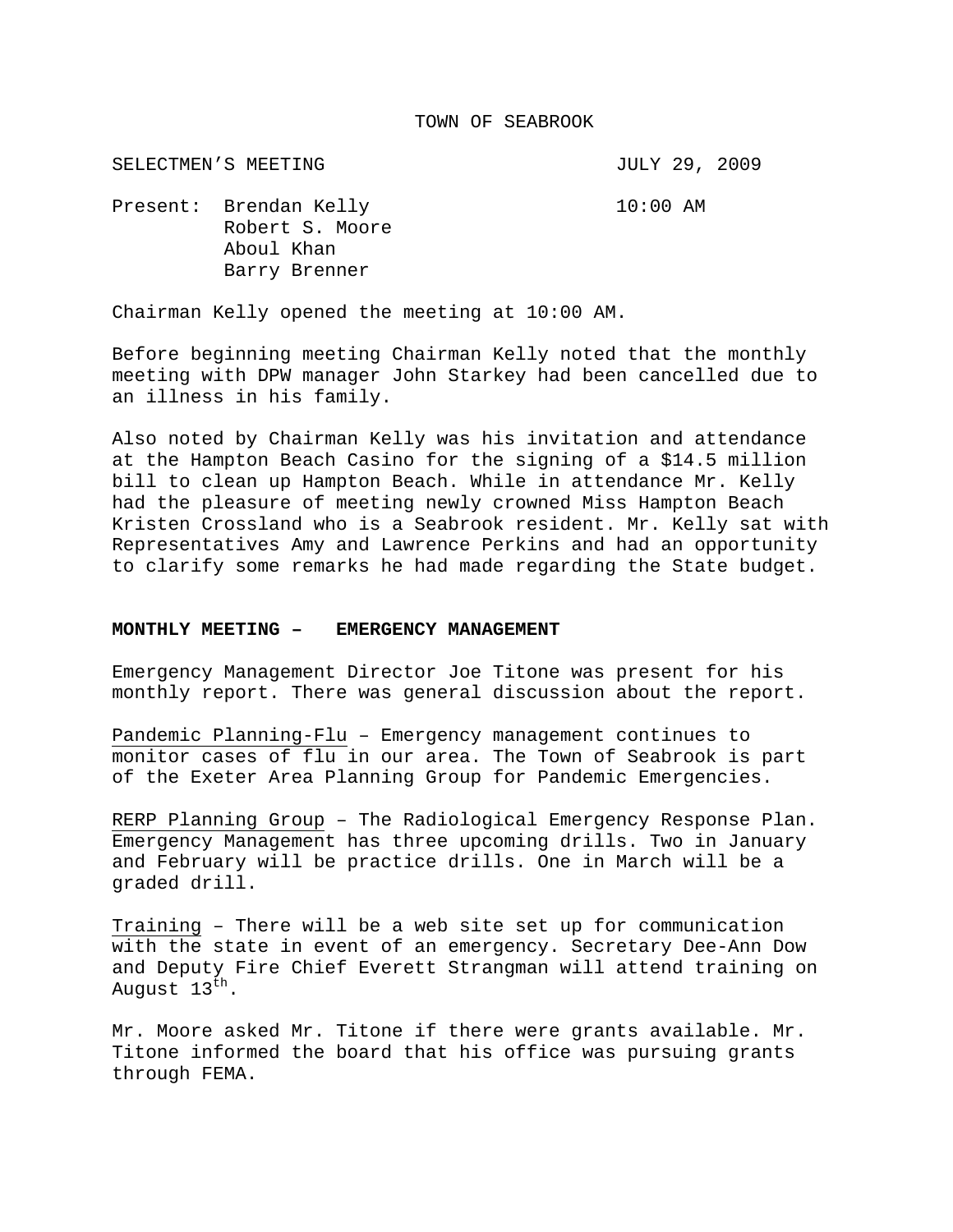# TOWN OF SEABROOK

SELECTMEN'S MEETING JULY 29, 2009

Present: Brendan Kelly 10:00 AM
Robert S. Moore
Aboul Khan
Barry Brenner

Chairman Kelly opened the meeting at 10:00 AM.

Before beginning meeting Chairman Kelly noted that the monthly meeting with DPW manager John Starkey had been cancelled due to an illness in his family.

Also noted by Chairman Kelly was his invitation and attendance at the Hampton Beach Casino for the signing of a $14.5 million bill to clean up Hampton Beach. While in attendance Mr. Kelly had the pleasure of meeting newly crowned Miss Hampton Beach Kristen Crossland who is a Seabrook resident. Mr. Kelly sat with Representatives Amy and Lawrence Perkins and had an opportunity to clarify some remarks he had made regarding the State budget.

**MONTHLY MEETING – EMERGENCY MANAGEMENT**

Emergency Management Director Joe Titone was present for his monthly report. There was general discussion about the report.

Pandemic Planning-Flu – Emergency management continues to monitor cases of flu in our area. The Town of Seabrook is part of the Exeter Area Planning Group for Pandemic Emergencies.

RERP Planning Group – The Radiological Emergency Response Plan. Emergency Management has three upcoming drills. Two in January and February will be practice drills. One in March will be a graded drill.

Training – There will be a web site set up for communication with the state in event of an emergency. Secretary Dee-Ann Dow and Deputy Fire Chief Everett Strangman will attend training on August 13th.

Mr. Moore asked Mr. Titone if there were grants available. Mr. Titone informed the board that his office was pursuing grants through FEMA.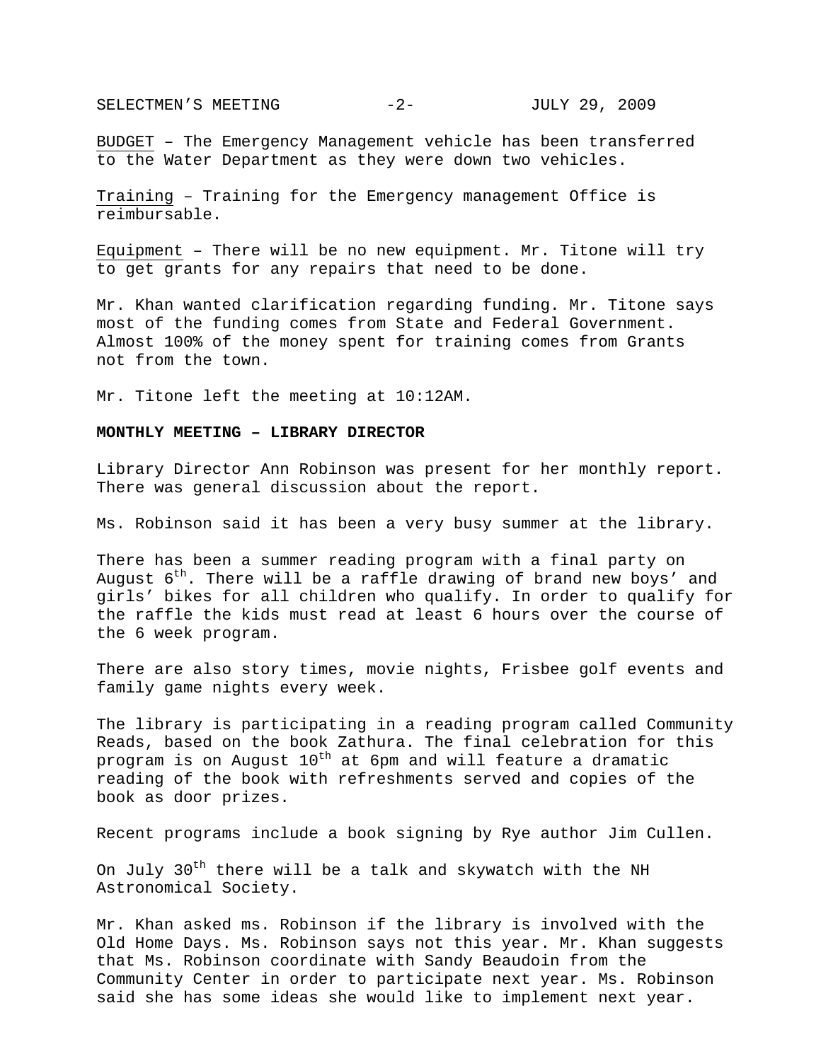<u>BUDGET</u> – The Emergency Management vehicle has been transferred to the Water Department as they were down two vehicles.

<u>Training</u> – Training for the Emergency management Office is reimbursable.

<u>Equipment</u> – There will be no new equipment. Mr. Titone will try to get grants for any repairs that need to be done.

Mr. Khan wanted clarification regarding funding. Mr. Titone says most of the funding comes from State and Federal Government. Almost 100% of the money spent for training comes from Grants not from the town.

Mr. Titone left the meeting at 10:12AM.

**MONTHLY MEETING – LIBRARY DIRECTOR**

Library Director Ann Robinson was present for her monthly report. There was general discussion about the report.

Ms. Robinson said it has been a very busy summer at the library.

There has been a summer reading program with a final party on August 6th. There will be a raffle drawing of brand new boys' and girls' bikes for all children who qualify. In order to qualify for the raffle the kids must read at least 6 hours over the course of the 6 week program.

There are also story times, movie nights, Frisbee golf events and family game nights every week.

The library is participating in a reading program called Community Reads, based on the book Zathura. The final celebration for this program is on August 10th at 6pm and will feature a dramatic reading of the book with refreshments served and copies of the book as door prizes.

Recent programs include a book signing by Rye author Jim Cullen.

On July 30th there will be a talk and skywatch with the NH Astronomical Society.

Mr. Khan asked ms. Robinson if the library is involved with the Old Home Days. Ms. Robinson says not this year. Mr. Khan suggests that Ms. Robinson coordinate with Sandy Beaudoin from the Community Center in order to participate next year. Ms. Robinson said she has some ideas she would like to implement next year.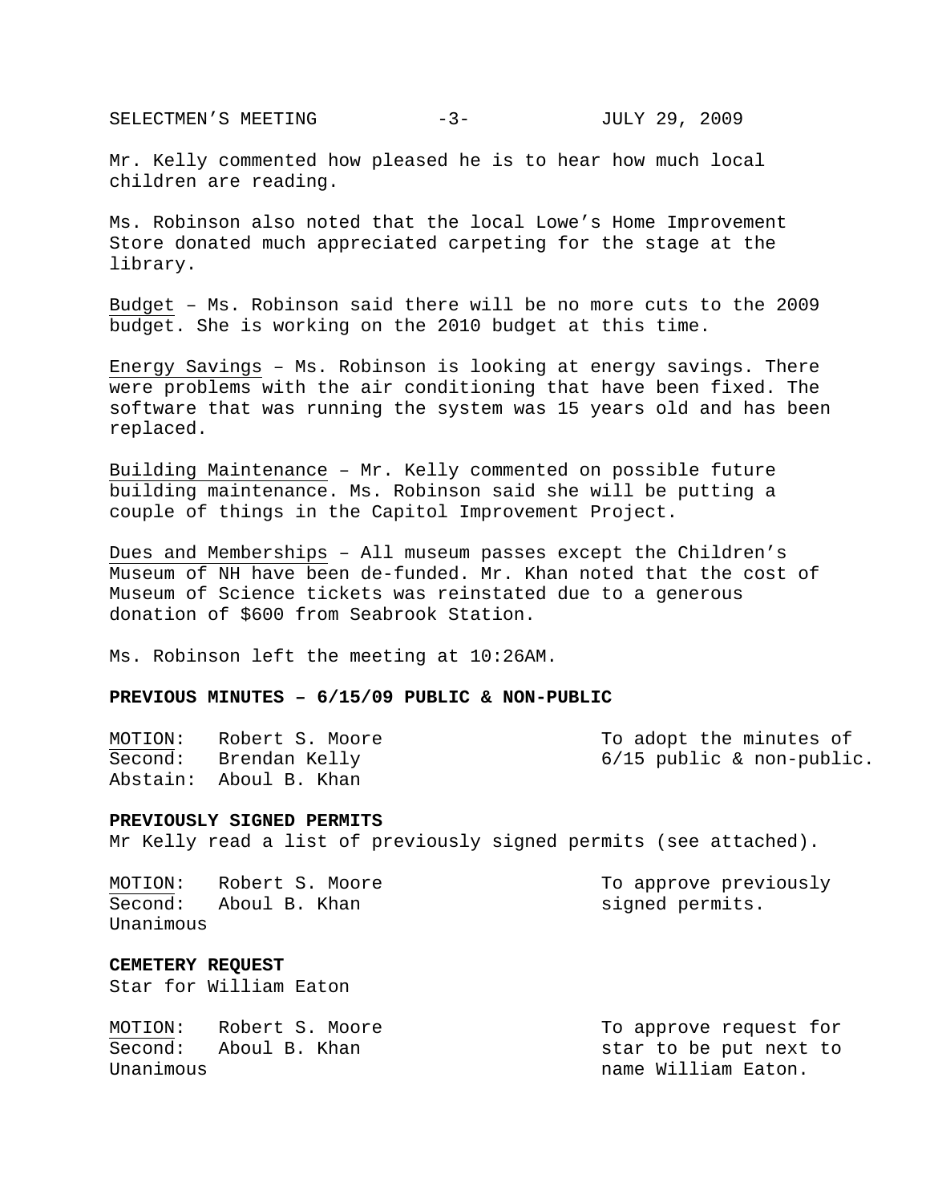Mr. Kelly commented how pleased he is to hear how much local children are reading.

Ms. Robinson also noted that the local Lowe's Home Improvement Store donated much appreciated carpeting for the stage at the library.

<u>Budget</u> – Ms. Robinson said there will be no more cuts to the 2009 budget. She is working on the 2010 budget at this time.

<u>Energy Savings</u> – Ms. Robinson is looking at energy savings. There were problems with the air conditioning that have been fixed. The software that was running the system was 15 years old and has been replaced.

<u>Building Maintenance</u> – Mr. Kelly commented on possible future building maintenance. Ms. Robinson said she will be putting a couple of things in the Capitol Improvement Project.

<u>Dues and Memberships</u> – All museum passes except the Children's Museum of NH have been de-funded. Mr. Khan noted that the cost of Museum of Science tickets was reinstated due to a generous donation of $600 from Seabrook Station.

Ms. Robinson left the meeting at 10:26AM.

**PREVIOUS MINUTES – 6/15/09 PUBLIC & NON-PUBLIC**

<u>MOTION</u>: Robert S. Moore — To adopt the minutes of 6/15 public & non-public.
<u>Second</u>: Brendan Kelly
Abstain: Aboul B. Khan

**PREVIOUSLY SIGNED PERMITS**
Mr Kelly read a list of previously signed permits (see attached).

<u>MOTION</u>: Robert S. Moore — To approve previously signed permits.
<u>Second</u>: Aboul B. Khan
Unanimous

**CEMETERY REQUEST**
Star for William Eaton

<u>MOTION</u>: Robert S. Moore — To approve request for star to be put next to name William Eaton.
<u>Second</u>: Aboul B. Khan
Unanimous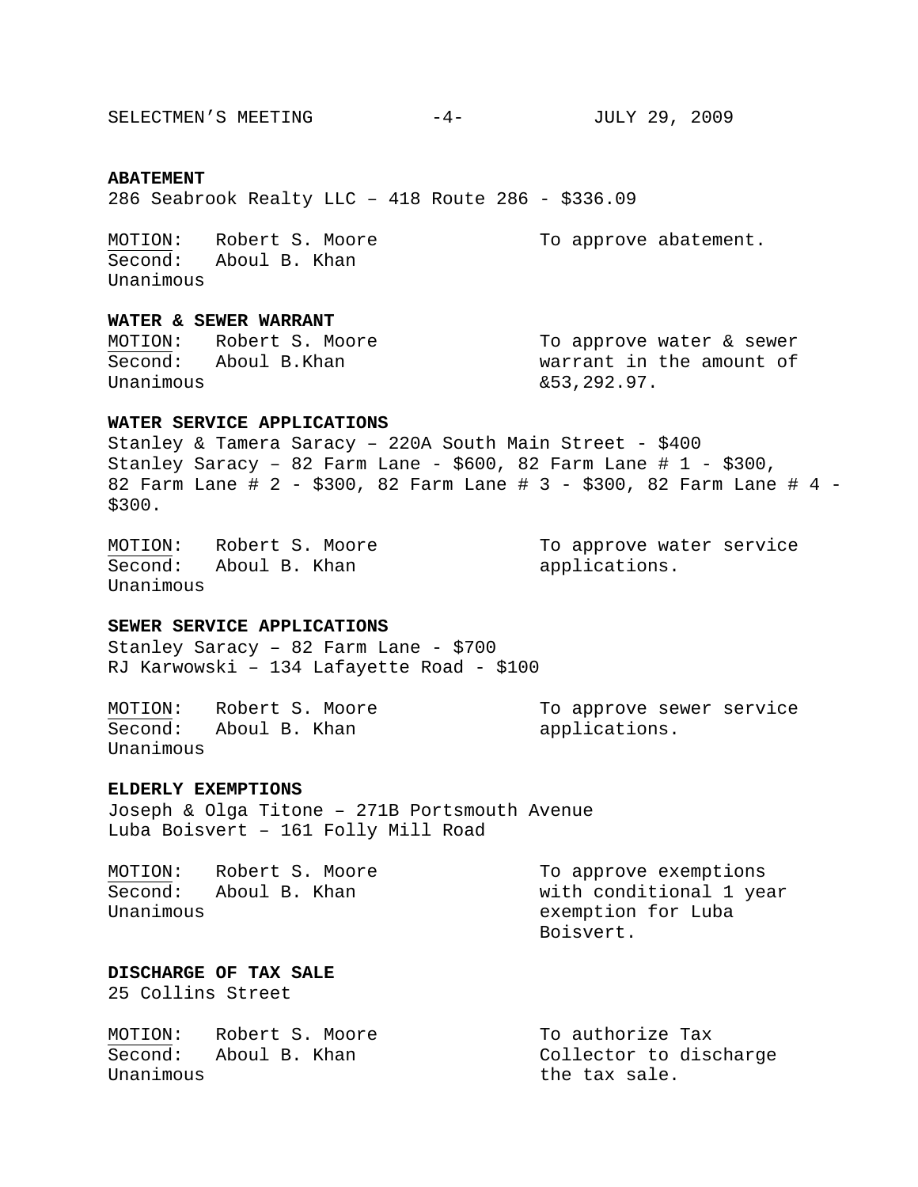**ABATEMENT**
286 Seabrook Realty LLC – 418 Route 286 - $336.09

MOTION: Robert S. Moore
Second: Aboul B. Khan
Unanimous

To approve abatement.

**WATER & SEWER WARRANT**

MOTION: Robert S. Moore
Second: Aboul B.Khan
Unanimous

To approve water & sewer warrant in the amount of &53,292.97.

**WATER SERVICE APPLICATIONS**
Stanley & Tamera Saracy – 220A South Main Street - $400
Stanley Saracy – 82 Farm Lane - $600, 82 Farm Lane # 1 - $300, 82 Farm Lane # 2 - $300, 82 Farm Lane # 3 - $300, 82 Farm Lane # 4 - $300.

MOTION: Robert S. Moore
Second: Aboul B. Khan
Unanimous

To approve water service applications.

**SEWER SERVICE APPLICATIONS**
Stanley Saracy – 82 Farm Lane - $700
RJ Karwowski – 134 Lafayette Road - $100

MOTION: Robert S. Moore
Second: Aboul B. Khan
Unanimous

To approve sewer service applications.

**ELDERLY EXEMPTIONS**
Joseph & Olga Titone – 271B Portsmouth Avenue
Luba Boisvert – 161 Folly Mill Road

MOTION: Robert S. Moore
Second: Aboul B. Khan
Unanimous

To approve exemptions with conditional 1 year exemption for Luba Boisvert.

**DISCHARGE OF TAX SALE**
25 Collins Street

MOTION: Robert S. Moore
Second: Aboul B. Khan
Unanimous

To authorize Tax Collector to discharge the tax sale.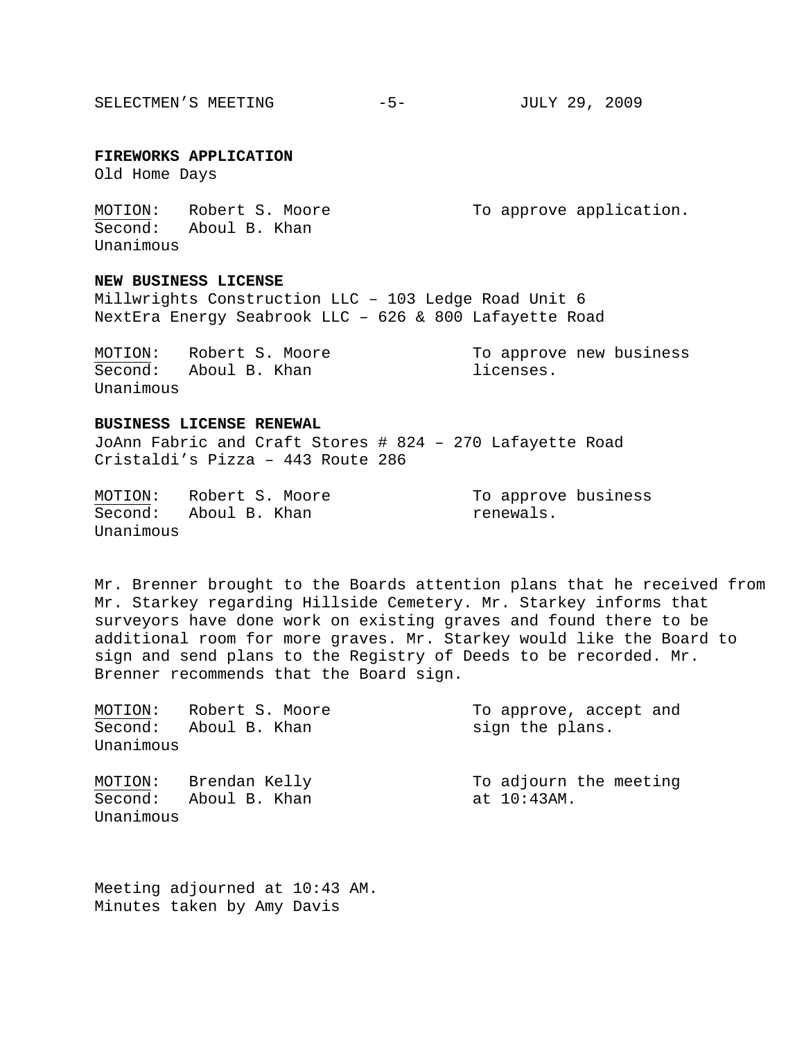**FIREWORKS APPLICATION**
Old Home Days

MOTION: Robert S. Moore — To approve application.
Second: Aboul B. Khan
Unanimous

**NEW BUSINESS LICENSE**
Millwrights Construction LLC – 103 Ledge Road Unit 6
NextEra Energy Seabrook LLC – 626 & 800 Lafayette Road

MOTION: Robert S. Moore — To approve new business licenses.
Second: Aboul B. Khan
Unanimous

**BUSINESS LICENSE RENEWAL**
JoAnn Fabric and Craft Stores # 824 – 270 Lafayette Road
Cristaldi's Pizza – 443 Route 286

MOTION: Robert S. Moore — To approve business renewals.
Second: Aboul B. Khan
Unanimous

Mr. Brenner brought to the Boards attention plans that he received from Mr. Starkey regarding Hillside Cemetery. Mr. Starkey informs that surveyors have done work on existing graves and found there to be additional room for more graves. Mr. Starkey would like the Board to sign and send plans to the Registry of Deeds to be recorded. Mr. Brenner recommends that the Board sign.

MOTION: Robert S. Moore — To approve, accept and sign the plans.
Second: Aboul B. Khan
Unanimous

MOTION: Brendan Kelly — To adjourn the meeting at 10:43AM.
Second: Aboul B. Khan
Unanimous

Meeting adjourned at 10:43 AM.
Minutes taken by Amy Davis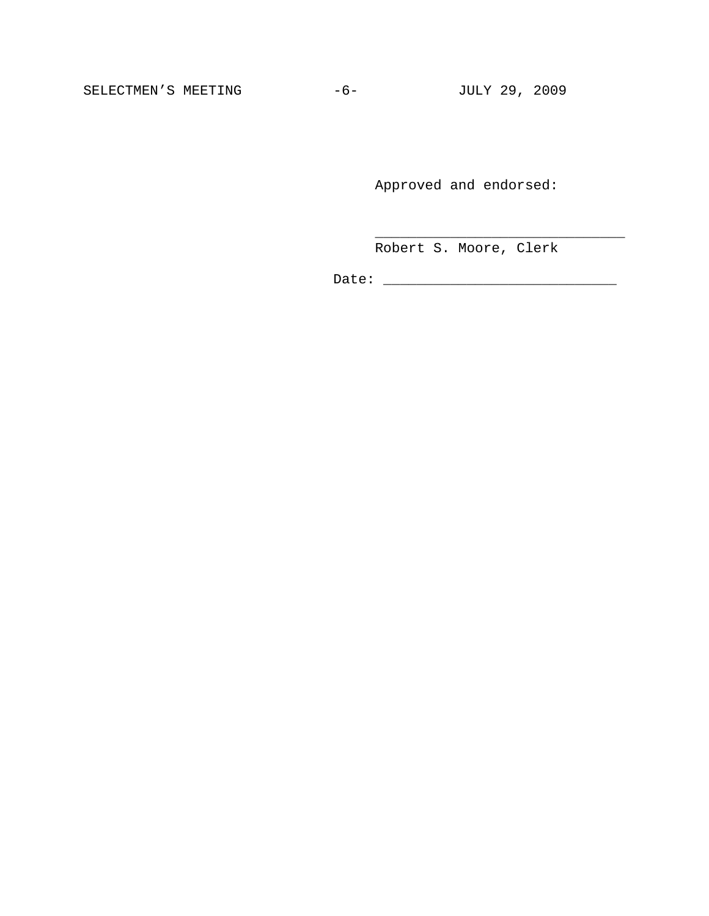Approved and endorsed:

_______________________________
Robert S. Moore, Clerk

Date: _____________________________